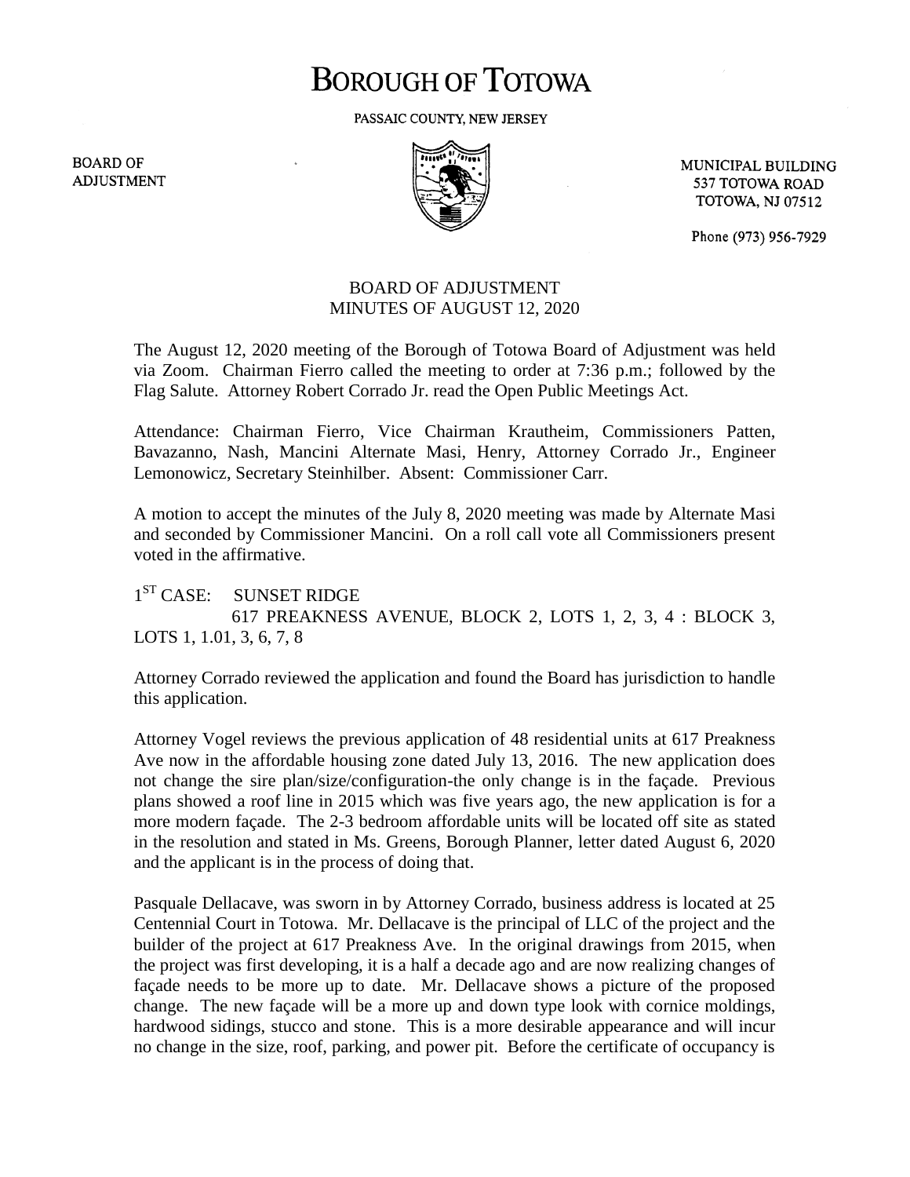# BOROUGH OF TOTOWA

PASSAIC COUNTY, NEW JERSEY

BOARD OF ADJUSTMENT

MUNICIPAL BUILDING
537 TOTOWA ROAD
TOTOWA, NJ 07512

Phone (973) 956-7929

## BOARD OF ADJUSTMENT
## MINUTES OF AUGUST 12, 2020

The August 12, 2020 meeting of the Borough of Totowa Board of Adjustment was held via Zoom. Chairman Fierro called the meeting to order at 7:36 p.m.; followed by the Flag Salute. Attorney Robert Corrado Jr. read the Open Public Meetings Act.

Attendance: Chairman Fierro, Vice Chairman Krautheim, Commissioners Patten, Bavazanno, Nash, Mancini Alternate Masi, Henry, Attorney Corrado Jr., Engineer Lemonowicz, Secretary Steinhilber. Absent: Commissioner Carr.

A motion to accept the minutes of the July 8, 2020 meeting was made by Alternate Masi and seconded by Commissioner Mancini. On a roll call vote all Commissioners present voted in the affirmative.

1ST CASE: SUNSET RIDGE
617 PREAKNESS AVENUE, BLOCK 2, LOTS 1, 2, 3, 4 : BLOCK 3, LOTS 1, 1.01, 3, 6, 7, 8

Attorney Corrado reviewed the application and found the Board has jurisdiction to handle this application.

Attorney Vogel reviews the previous application of 48 residential units at 617 Preakness Ave now in the affordable housing zone dated July 13, 2016. The new application does not change the sire plan/size/configuration-the only change is in the façade. Previous plans showed a roof line in 2015 which was five years ago, the new application is for a more modern façade. The 2-3 bedroom affordable units will be located off site as stated in the resolution and stated in Ms. Greens, Borough Planner, letter dated August 6, 2020 and the applicant is in the process of doing that.

Pasquale Dellacave, was sworn in by Attorney Corrado, business address is located at 25 Centennial Court in Totowa. Mr. Dellacave is the principal of LLC of the project and the builder of the project at 617 Preakness Ave. In the original drawings from 2015, when the project was first developing, it is a half a decade ago and are now realizing changes of façade needs to be more up to date. Mr. Dellacave shows a picture of the proposed change. The new façade will be a more up and down type look with cornice moldings, hardwood sidings, stucco and stone. This is a more desirable appearance and will incur no change in the size, roof, parking, and power pit. Before the certificate of occupancy is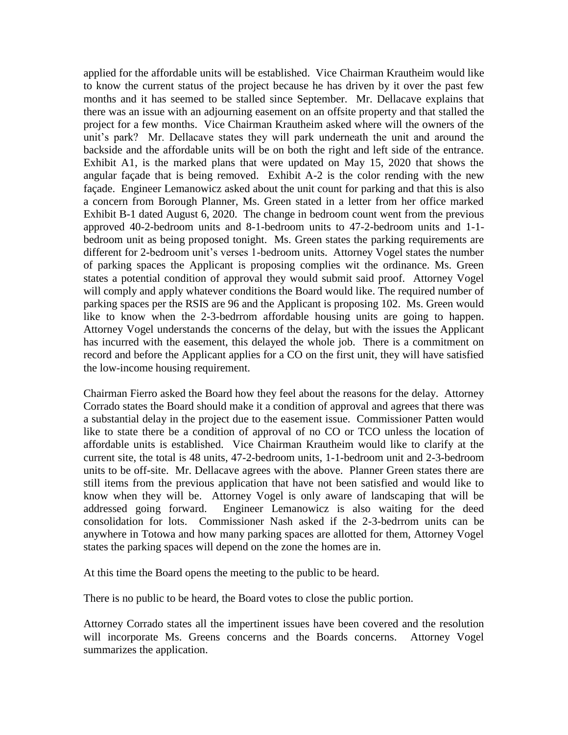applied for the affordable units will be established. Vice Chairman Krautheim would like to know the current status of the project because he has driven by it over the past few months and it has seemed to be stalled since September. Mr. Dellacave explains that there was an issue with an adjourning easement on an offsite property and that stalled the project for a few months. Vice Chairman Krautheim asked where will the owners of the unit's park? Mr. Dellacave states they will park underneath the unit and around the backside and the affordable units will be on both the right and left side of the entrance. Exhibit A1, is the marked plans that were updated on May 15, 2020 that shows the angular façade that is being removed. Exhibit A-2 is the color rending with the new façade. Engineer Lemanowicz asked about the unit count for parking and that this is also a concern from Borough Planner, Ms. Green stated in a letter from her office marked Exhibit B-1 dated August 6, 2020. The change in bedroom count went from the previous approved 40-2-bedroom units and 8-1-bedroom units to 47-2-bedroom units and 1-1-bedroom unit as being proposed tonight. Ms. Green states the parking requirements are different for 2-bedroom unit's verses 1-bedroom units. Attorney Vogel states the number of parking spaces the Applicant is proposing complies wit the ordinance. Ms. Green states a potential condition of approval they would submit said proof. Attorney Vogel will comply and apply whatever conditions the Board would like. The required number of parking spaces per the RSIS are 96 and the Applicant is proposing 102. Ms. Green would like to know when the 2-3-bedrrom affordable housing units are going to happen. Attorney Vogel understands the concerns of the delay, but with the issues the Applicant has incurred with the easement, this delayed the whole job. There is a commitment on record and before the Applicant applies for a CO on the first unit, they will have satisfied the low-income housing requirement.

Chairman Fierro asked the Board how they feel about the reasons for the delay. Attorney Corrado states the Board should make it a condition of approval and agrees that there was a substantial delay in the project due to the easement issue. Commissioner Patten would like to state there be a condition of approval of no CO or TCO unless the location of affordable units is established. Vice Chairman Krautheim would like to clarify at the current site, the total is 48 units, 47-2-bedroom units, 1-1-bedroom unit and 2-3-bedroom units to be off-site. Mr. Dellacave agrees with the above. Planner Green states there are still items from the previous application that have not been satisfied and would like to know when they will be. Attorney Vogel is only aware of landscaping that will be addressed going forward. Engineer Lemanowicz is also waiting for the deed consolidation for lots. Commissioner Nash asked if the 2-3-bedrrom units can be anywhere in Totowa and how many parking spaces are allotted for them, Attorney Vogel states the parking spaces will depend on the zone the homes are in.

At this time the Board opens the meeting to the public to be heard.

There is no public to be heard, the Board votes to close the public portion.

Attorney Corrado states all the impertinent issues have been covered and the resolution will incorporate Ms. Greens concerns and the Boards concerns. Attorney Vogel summarizes the application.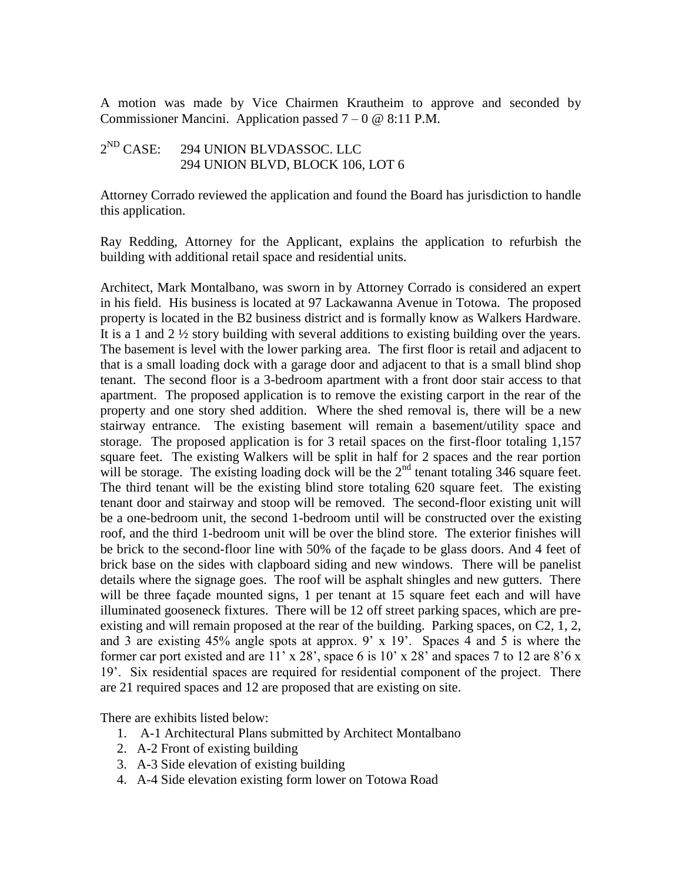A motion was made by Vice Chairmen Krautheim to approve and seconded by Commissioner Mancini. Application passed 7 – 0 @ 8:11 P.M.

2ND CASE: 294 UNION BLVDASSOC. LLC
294 UNION BLVD, BLOCK 106, LOT 6

Attorney Corrado reviewed the application and found the Board has jurisdiction to handle this application.

Ray Redding, Attorney for the Applicant, explains the application to refurbish the building with additional retail space and residential units.

Architect, Mark Montalbano, was sworn in by Attorney Corrado is considered an expert in his field. His business is located at 97 Lackawanna Avenue in Totowa. The proposed property is located in the B2 business district and is formally know as Walkers Hardware. It is a 1 and 2 ½ story building with several additions to existing building over the years. The basement is level with the lower parking area. The first floor is retail and adjacent to that is a small loading dock with a garage door and adjacent to that is a small blind shop tenant. The second floor is a 3-bedroom apartment with a front door stair access to that apartment. The proposed application is to remove the existing carport in the rear of the property and one story shed addition. Where the shed removal is, there will be a new stairway entrance. The existing basement will remain a basement/utility space and storage. The proposed application is for 3 retail spaces on the first-floor totaling 1,157 square feet. The existing Walkers will be split in half for 2 spaces and the rear portion will be storage. The existing loading dock will be the 2nd tenant totaling 346 square feet. The third tenant will be the existing blind store totaling 620 square feet. The existing tenant door and stairway and stoop will be removed. The second-floor existing unit will be a one-bedroom unit, the second 1-bedroom until will be constructed over the existing roof, and the third 1-bedroom unit will be over the blind store. The exterior finishes will be brick to the second-floor line with 50% of the façade to be glass doors. And 4 feet of brick base on the sides with clapboard siding and new windows. There will be panelist details where the signage goes. The roof will be asphalt shingles and new gutters. There will be three façade mounted signs, 1 per tenant at 15 square feet each and will have illuminated gooseneck fixtures. There will be 12 off street parking spaces, which are pre-existing and will remain proposed at the rear of the building. Parking spaces, on C2, 1, 2, and 3 are existing 45% angle spots at approx. 9' x 19'. Spaces 4 and 5 is where the former car port existed and are 11' x 28', space 6 is 10' x 28' and spaces 7 to 12 are 8'6 x 19'. Six residential spaces are required for residential component of the project. There are 21 required spaces and 12 are proposed that are existing on site.

There are exhibits listed below:

1. A-1 Architectural Plans submitted by Architect Montalbano
2. A-2 Front of existing building
3. A-3 Side elevation of existing building
4. A-4 Side elevation existing form lower on Totowa Road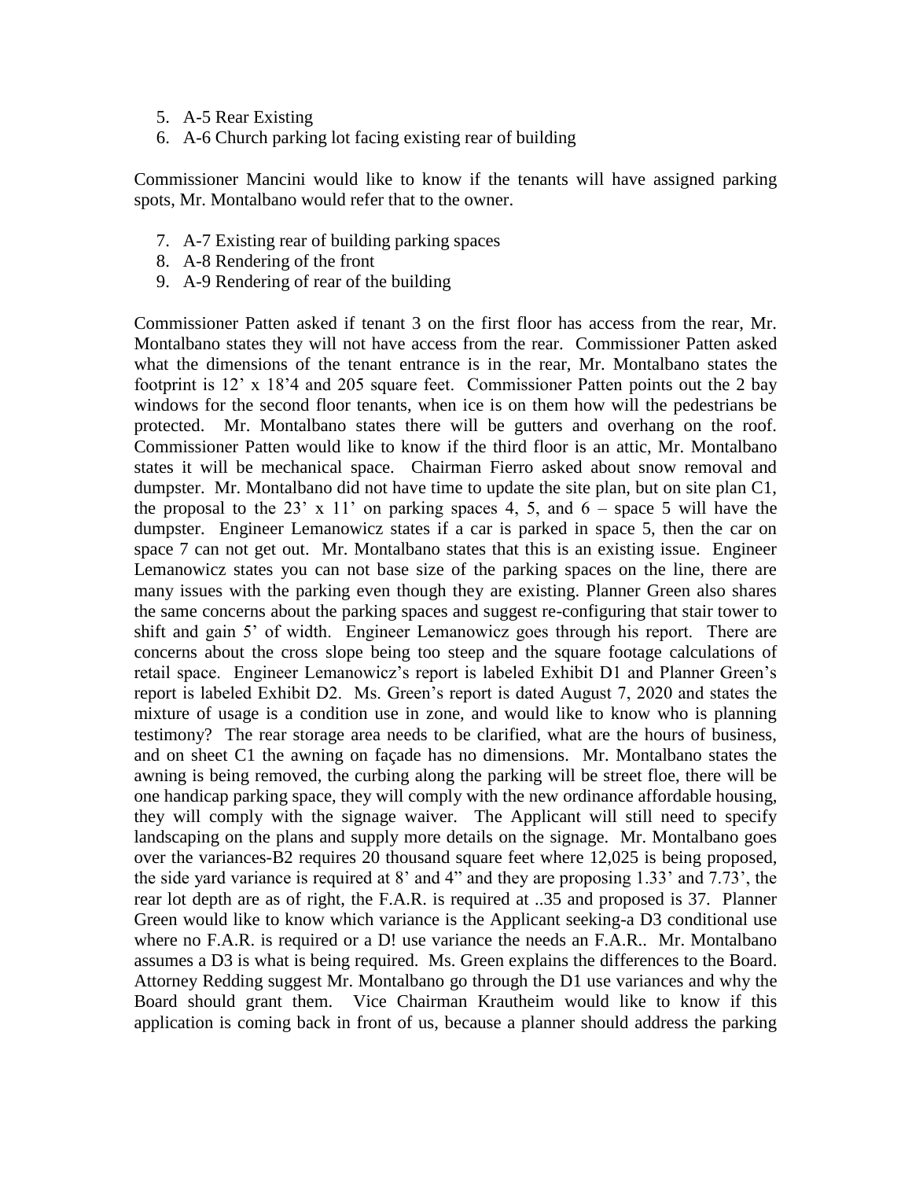5. A-5 Rear Existing
6. A-6 Church parking lot facing existing rear of building

Commissioner Mancini would like to know if the tenants will have assigned parking spots, Mr. Montalbano would refer that to the owner.

7. A-7 Existing rear of building parking spaces
8. A-8 Rendering of the front
9. A-9 Rendering of rear of the building

Commissioner Patten asked if tenant 3 on the first floor has access from the rear, Mr. Montalbano states they will not have access from the rear. Commissioner Patten asked what the dimensions of the tenant entrance is in the rear, Mr. Montalbano states the footprint is 12' x 18'4 and 205 square feet. Commissioner Patten points out the 2 bay windows for the second floor tenants, when ice is on them how will the pedestrians be protected. Mr. Montalbano states there will be gutters and overhang on the roof. Commissioner Patten would like to know if the third floor is an attic, Mr. Montalbano states it will be mechanical space. Chairman Fierro asked about snow removal and dumpster. Mr. Montalbano did not have time to update the site plan, but on site plan C1, the proposal to the 23' x 11' on parking spaces 4, 5, and 6 – space 5 will have the dumpster. Engineer Lemanowicz states if a car is parked in space 5, then the car on space 7 can not get out. Mr. Montalbano states that this is an existing issue. Engineer Lemanowicz states you can not base size of the parking spaces on the line, there are many issues with the parking even though they are existing. Planner Green also shares the same concerns about the parking spaces and suggest re-configuring that stair tower to shift and gain 5' of width. Engineer Lemanowicz goes through his report. There are concerns about the cross slope being too steep and the square footage calculations of retail space. Engineer Lemanowicz's report is labeled Exhibit D1 and Planner Green's report is labeled Exhibit D2. Ms. Green's report is dated August 7, 2020 and states the mixture of usage is a condition use in zone, and would like to know who is planning testimony? The rear storage area needs to be clarified, what are the hours of business, and on sheet C1 the awning on façade has no dimensions. Mr. Montalbano states the awning is being removed, the curbing along the parking will be street floe, there will be one handicap parking space, they will comply with the new ordinance affordable housing, they will comply with the signage waiver. The Applicant will still need to specify landscaping on the plans and supply more details on the signage. Mr. Montalbano goes over the variances-B2 requires 20 thousand square feet where 12,025 is being proposed, the side yard variance is required at 8' and 4" and they are proposing 1.33' and 7.73', the rear lot depth are as of right, the F.A.R. is required at ..35 and proposed is 37. Planner Green would like to know which variance is the Applicant seeking-a D3 conditional use where no F.A.R. is required or a D! use variance the needs an F.A.R.. Mr. Montalbano assumes a D3 is what is being required. Ms. Green explains the differences to the Board. Attorney Redding suggest Mr. Montalbano go through the D1 use variances and why the Board should grant them. Vice Chairman Krautheim would like to know if this application is coming back in front of us, because a planner should address the parking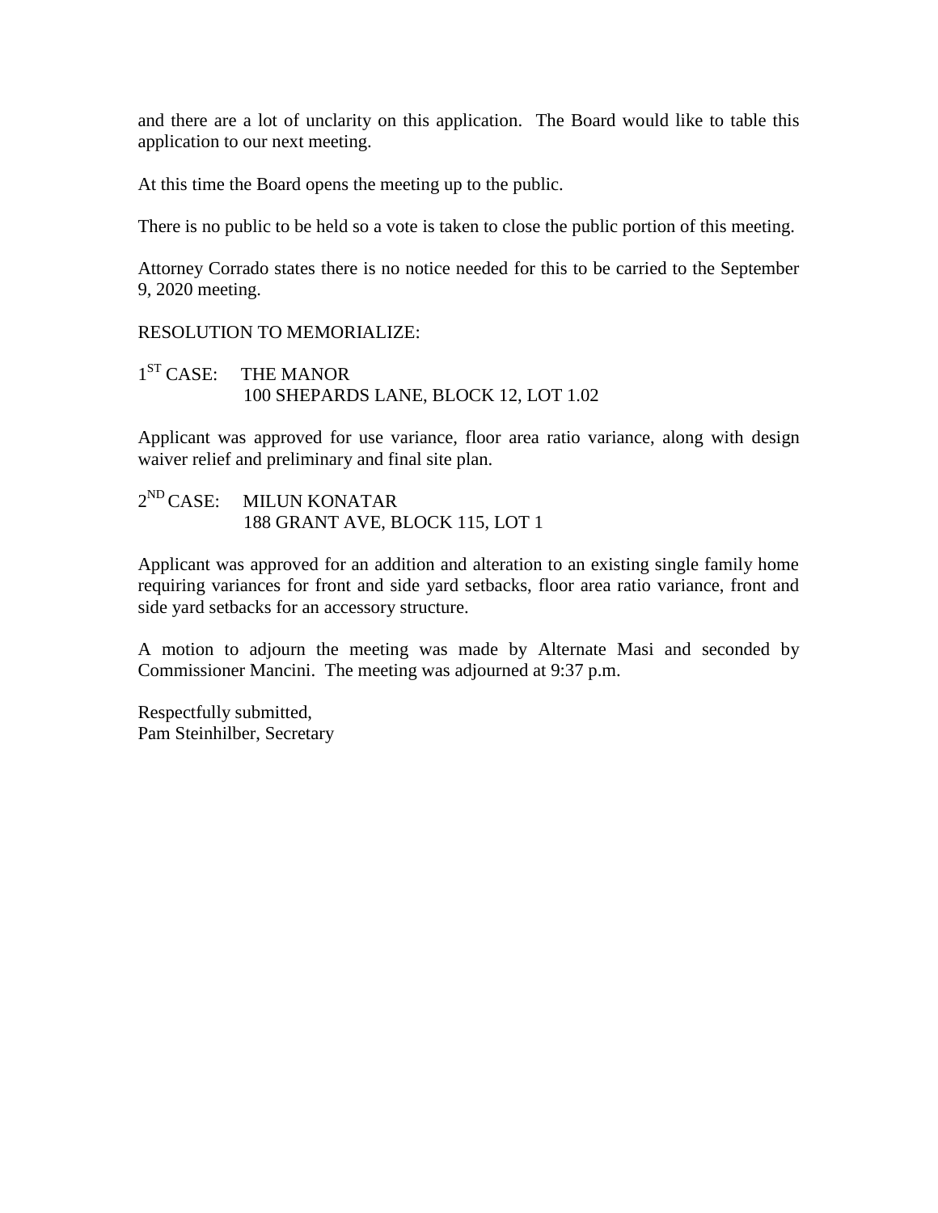and there are a lot of unclarity on this application. The Board would like to table this application to our next meeting.

At this time the Board opens the meeting up to the public.

There is no public to be held so a vote is taken to close the public portion of this meeting.

Attorney Corrado states there is no notice needed for this to be carried to the September 9, 2020 meeting.

RESOLUTION TO MEMORIALIZE:

1ST CASE: THE MANOR
100 SHEPARDS LANE, BLOCK 12, LOT 1.02

Applicant was approved for use variance, floor area ratio variance, along with design waiver relief and preliminary and final site plan.

2ND CASE: MILUN KONATAR
188 GRANT AVE, BLOCK 115, LOT 1

Applicant was approved for an addition and alteration to an existing single family home requiring variances for front and side yard setbacks, floor area ratio variance, front and side yard setbacks for an accessory structure.

A motion to adjourn the meeting was made by Alternate Masi and seconded by Commissioner Mancini. The meeting was adjourned at 9:37 p.m.

Respectfully submitted,
Pam Steinhilber, Secretary